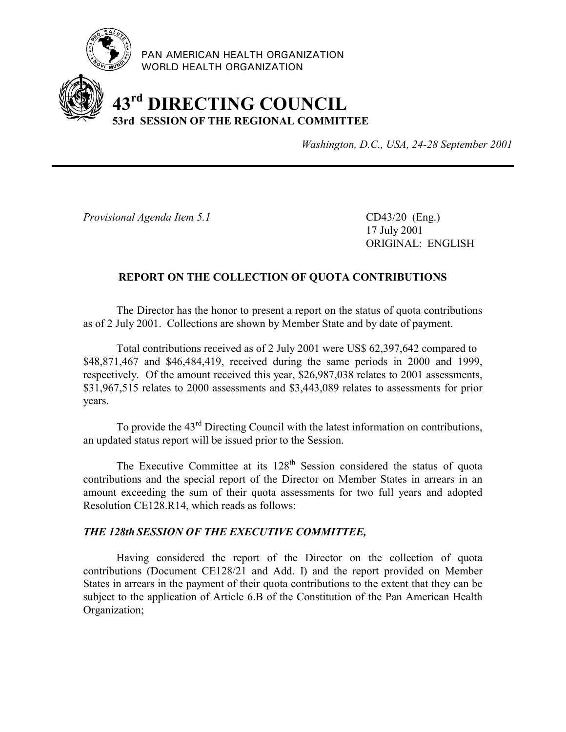PAN AMERICAN HEALTH ORGANIZATION
WORLD HEALTH ORGANIZATION

# 43rd DIRECTING COUNCIL
## 53rd SESSION OF THE REGIONAL COMMITTEE

*Washington, D.C., USA, 24-28 September 2001*

---

*Provisional Agenda Item 5.1*

CD43/20 (Eng.)
17 July 2001
ORIGINAL: ENGLISH

### REPORT ON THE COLLECTION OF QUOTA CONTRIBUTIONS

The Director has the honor to present a report on the status of quota contributions as of 2 July 2001. Collections are shown by Member State and by date of payment.

Total contributions received as of 2 July 2001 were US$ 62,397,642 compared to $48,871,467 and $46,484,419, received during the same periods in 2000 and 1999, respectively. Of the amount received this year, $26,987,038 relates to 2001 assessments, $31,967,515 relates to 2000 assessments and $3,443,089 relates to assessments for prior years.

To provide the 43rd Directing Council with the latest information on contributions, an updated status report will be issued prior to the Session.

The Executive Committee at its 128th Session considered the status of quota contributions and the special report of the Director on Member States in arrears in an amount exceeding the sum of their quota assessments for two full years and adopted Resolution CE128.R14, which reads as follows:

***THE 128th SESSION OF THE EXECUTIVE COMMITTEE,***

Having considered the report of the Director on the collection of quota contributions (Document CE128/21 and Add. I) and the report provided on Member States in arrears in the payment of their quota contributions to the extent that they can be subject to the application of Article 6.B of the Constitution of the Pan American Health Organization;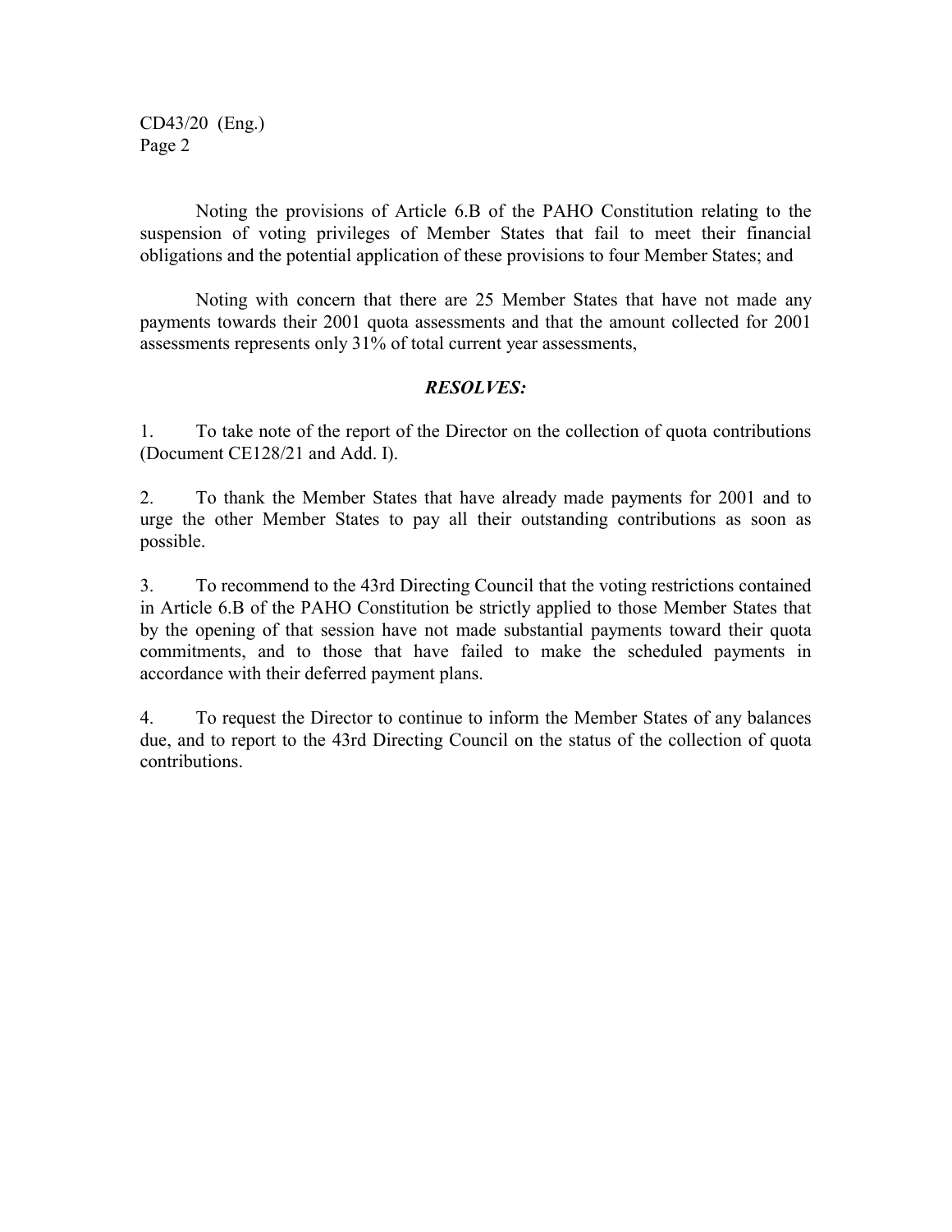Noting the provisions of Article 6.B of the PAHO Constitution relating to the suspension of voting privileges of Member States that fail to meet their financial obligations and the potential application of these provisions to four Member States; and

Noting with concern that there are 25 Member States that have not made any payments towards their 2001 quota assessments and that the amount collected for 2001 assessments represents only 31% of total current year assessments,

***RESOLVES:***

1. To take note of the report of the Director on the collection of quota contributions (Document CE128/21 and Add. I).

2. To thank the Member States that have already made payments for 2001 and to urge the other Member States to pay all their outstanding contributions as soon as possible.

3. To recommend to the 43rd Directing Council that the voting restrictions contained in Article 6.B of the PAHO Constitution be strictly applied to those Member States that by the opening of that session have not made substantial payments toward their quota commitments, and to those that have failed to make the scheduled payments in accordance with their deferred payment plans.

4. To request the Director to continue to inform the Member States of any balances due, and to report to the 43rd Directing Council on the status of the collection of quota contributions.